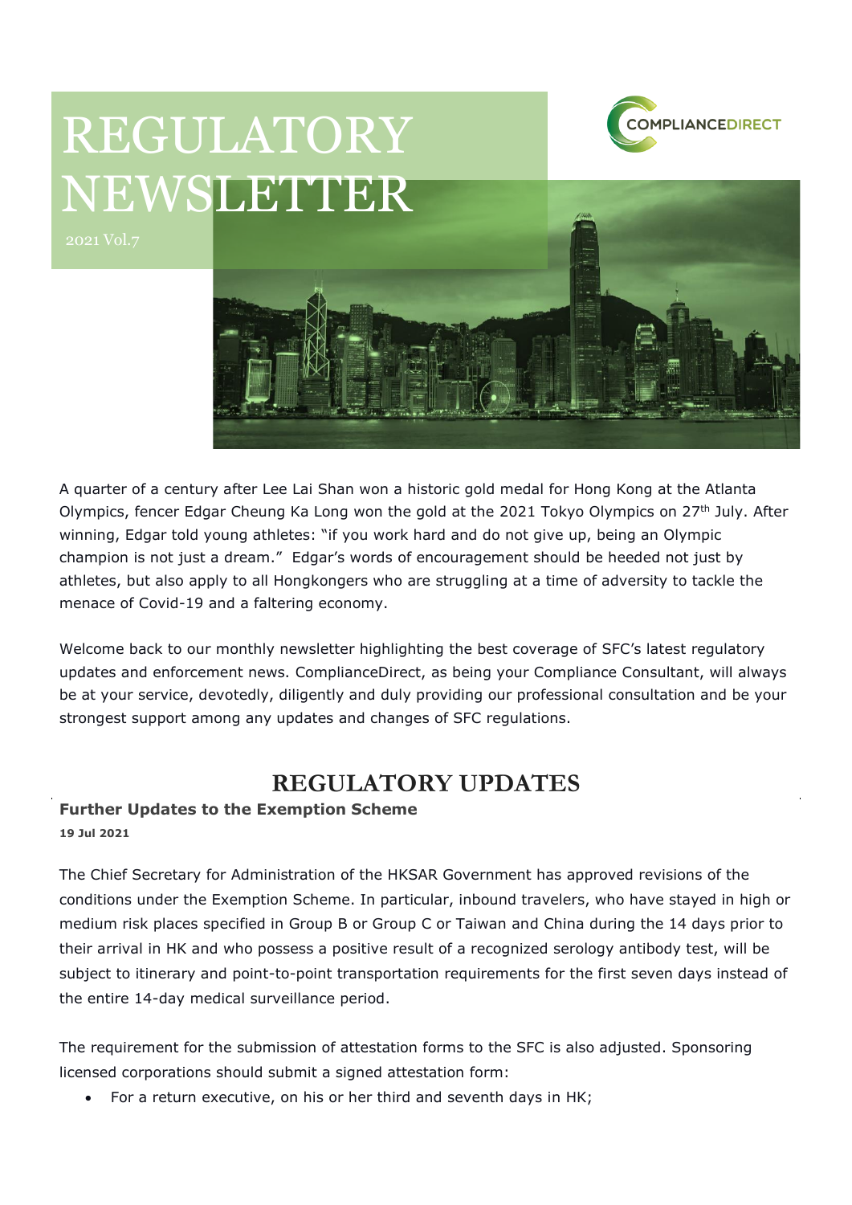# REGULATORY NEWSLETTER

2021 Vol.7

A quarter of a century after Lee Lai Shan won a historic gold medal for Hong Kong at the Atlanta Olympics, fencer Edgar Cheung Ka Long won the gold at the 2021 Tokyo Olympics on 27th July. After winning, Edgar told young athletes: "if you work hard and do not give up, being an Olympic champion is not just a dream." Edgar's words of encouragement should be heeded not just by athletes, but also apply to all Hongkongers who are struggling at a time of adversity to tackle the menace of Covid-19 and a faltering economy.

Welcome back to our monthly newsletter highlighting the best coverage of SFC's latest regulatory updates and enforcement news. ComplianceDirect, as being your Compliance Consultant, will always be at your service, devotedly, diligently and duly providing our professional consultation and be your strongest support among any updates and changes of SFC regulations.

## REGULATORY UPDATES

### Further Updates to the Exemption Scheme

**19 Jul 2021**

The Chief Secretary for Administration of the HKSAR Government has approved revisions of the conditions under the Exemption Scheme. In particular, inbound travelers, who have stayed in high or medium risk places specified in Group B or Group C or Taiwan and China during the 14 days prior to their arrival in HK and who possess a positive result of a recognized serology antibody test, will be subject to itinerary and point-to-point transportation requirements for the first seven days instead of the entire 14-day medical surveillance period.

The requirement for the submission of attestation forms to the SFC is also adjusted. Sponsoring licensed corporations should submit a signed attestation form:

- For a return executive, on his or her third and seventh days in HK;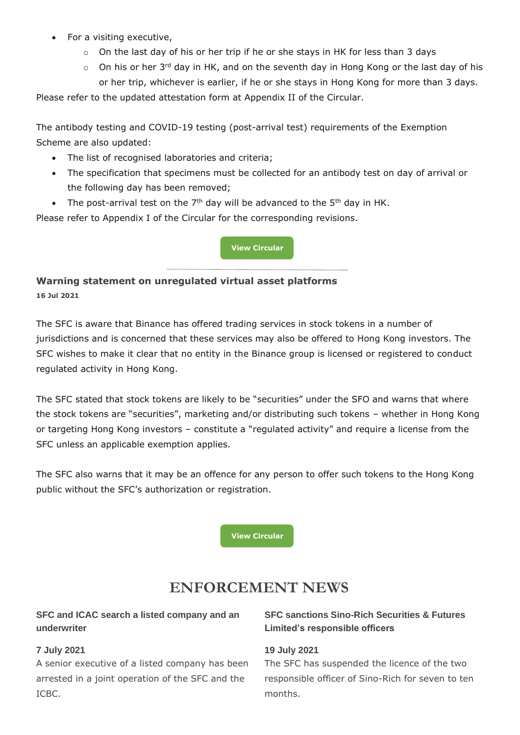- For a visiting executive,
    - On the last day of his or her trip if he or she stays in HK for less than 3 days
    - On his or her 3rd day in HK, and on the seventh day in Hong Kong or the last day of his or her trip, whichever is earlier, if he or she stays in Hong Kong for more than 3 days.

Please refer to the updated attestation form at Appendix II of the Circular.

The antibody testing and COVID-19 testing (post-arrival test) requirements of the Exemption Scheme are also updated:

- The list of recognised laboratories and criteria;
- The specification that specimens must be collected for an antibody test on day of arrival or the following day has been removed;
- The post-arrival test on the 7th day will be advanced to the 5th day in HK.

Please refer to Appendix I of the Circular for the corresponding revisions.

View Circular

---

### Warning statement on unregulated virtual asset platforms

**16 Jul 2021**

The SFC is aware that Binance has offered trading services in stock tokens in a number of jurisdictions and is concerned that these services may also be offered to Hong Kong investors. The SFC wishes to make it clear that no entity in the Binance group is licensed or registered to conduct regulated activity in Hong Kong.

The SFC stated that stock tokens are likely to be "securities" under the SFO and warns that where the stock tokens are "securities", marketing and/or distributing such tokens – whether in Hong Kong or targeting Hong Kong investors – constitute a "regulated activity" and require a license from the SFC unless an applicable exemption applies.

The SFC also warns that it may be an offence for any person to offer such tokens to the Hong Kong public without the SFC's authorization or registration.

View Circular

## ENFORCEMENT NEWS

### SFC and ICAC search a listed company and an underwriter

**7 July 2021**

A senior executive of a listed company has been arrested in a joint operation of the SFC and the ICBC.

### SFC sanctions Sino-Rich Securities & Futures Limited's responsible officers

**19 July 2021**

The SFC has suspended the licence of the two responsible officer of Sino-Rich for seven to ten months.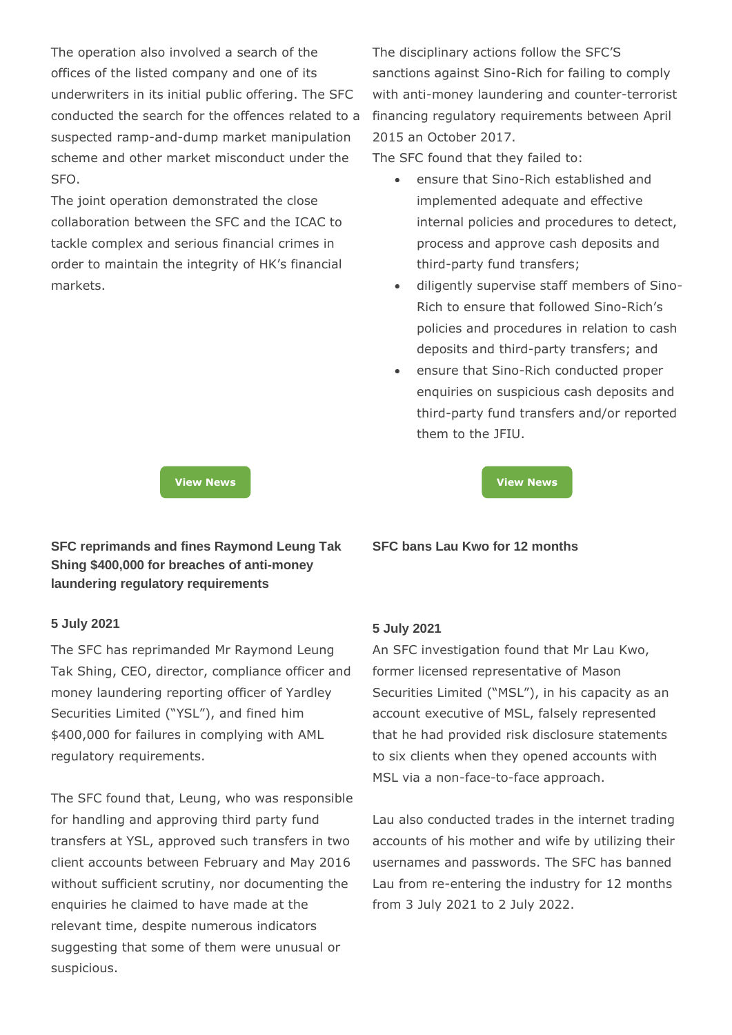The operation also involved a search of the offices of the listed company and one of its underwriters in its initial public offering. The SFC conducted the search for the offences related to a suspected ramp-and-dump market manipulation scheme and other market misconduct under the SFO.

The joint operation demonstrated the close collaboration between the SFC and the ICAC to tackle complex and serious financial crimes in order to maintain the integrity of HK's financial markets.

**View News**

The disciplinary actions follow the SFC'S sanctions against Sino-Rich for failing to comply with anti-money laundering and counter-terrorist financing regulatory requirements between April 2015 an October 2017.

The SFC found that they failed to:

- ensure that Sino-Rich established and implemented adequate and effective internal policies and procedures to detect, process and approve cash deposits and third-party fund transfers;
- diligently supervise staff members of Sino-Rich to ensure that followed Sino-Rich's policies and procedures in relation to cash deposits and third-party transfers; and
- ensure that Sino-Rich conducted proper enquiries on suspicious cash deposits and third-party fund transfers and/or reported them to the JFIU.

**View News**

### SFC reprimands and fines Raymond Leung Tak Shing $400,000 for breaches of anti-money laundering regulatory requirements

**5 July 2021**

The SFC has reprimanded Mr Raymond Leung Tak Shing, CEO, director, compliance officer and money laundering reporting officer of Yardley Securities Limited ("YSL"), and fined him $400,000 for failures in complying with AML regulatory requirements.

The SFC found that, Leung, who was responsible for handling and approving third party fund transfers at YSL, approved such transfers in two client accounts between February and May 2016 without sufficient scrutiny, nor documenting the enquiries he claimed to have made at the relevant time, despite numerous indicators suggesting that some of them were unusual or suspicious.

### SFC bans Lau Kwo for 12 months

**5 July 2021**

An SFC investigation found that Mr Lau Kwo, former licensed representative of Mason Securities Limited ("MSL"), in his capacity as an account executive of MSL, falsely represented that he had provided risk disclosure statements to six clients when they opened accounts with MSL via a non-face-to-face approach.

Lau also conducted trades in the internet trading accounts of his mother and wife by utilizing their usernames and passwords. The SFC has banned Lau from re-entering the industry for 12 months from 3 July 2021 to 2 July 2022.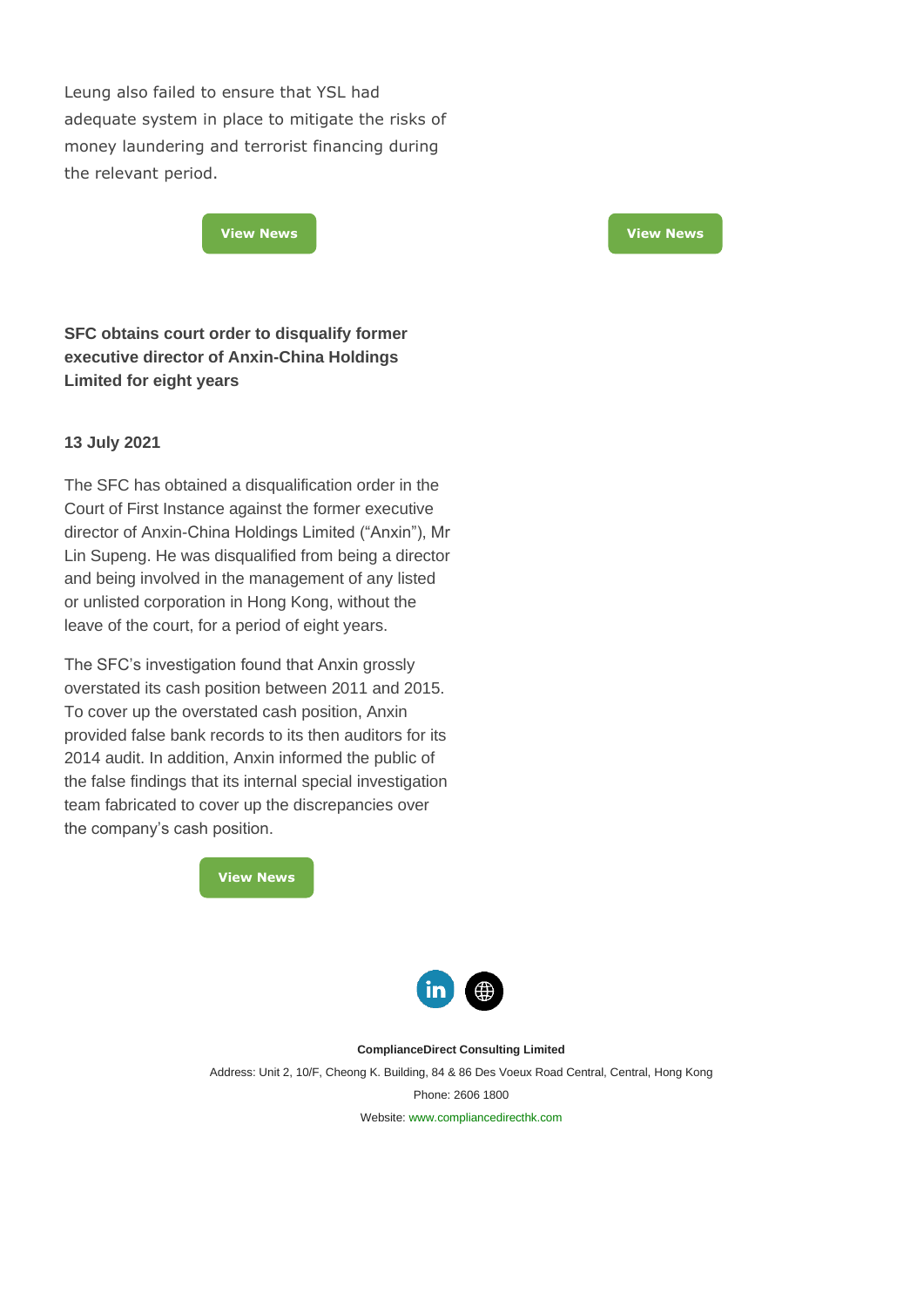Leung also failed to ensure that YSL had adequate system in place to mitigate the risks of money laundering and terrorist financing during the relevant period.

View News

View News

**SFC obtains court order to disqualify former executive director of Anxin-China Holdings Limited for eight years**

**13 July 2021**

The SFC has obtained a disqualification order in the Court of First Instance against the former executive director of Anxin-China Holdings Limited ("Anxin"), Mr Lin Supeng. He was disqualified from being a director and being involved in the management of any listed or unlisted corporation in Hong Kong, without the leave of the court, for a period of eight years.

The SFC's investigation found that Anxin grossly overstated its cash position between 2011 and 2015. To cover up the overstated cash position, Anxin provided false bank records to its then auditors for its 2014 audit. In addition, Anxin informed the public of the false findings that its internal special investigation team fabricated to cover up the discrepancies over the company's cash position.

View News

**ComplianceDirect Consulting Limited**

Address: Unit 2, 10/F, Cheong K. Building, 84 & 86 Des Voeux Road Central, Central, Hong Kong

Phone: 2606 1800

Website: www.compliancedirecthk.com